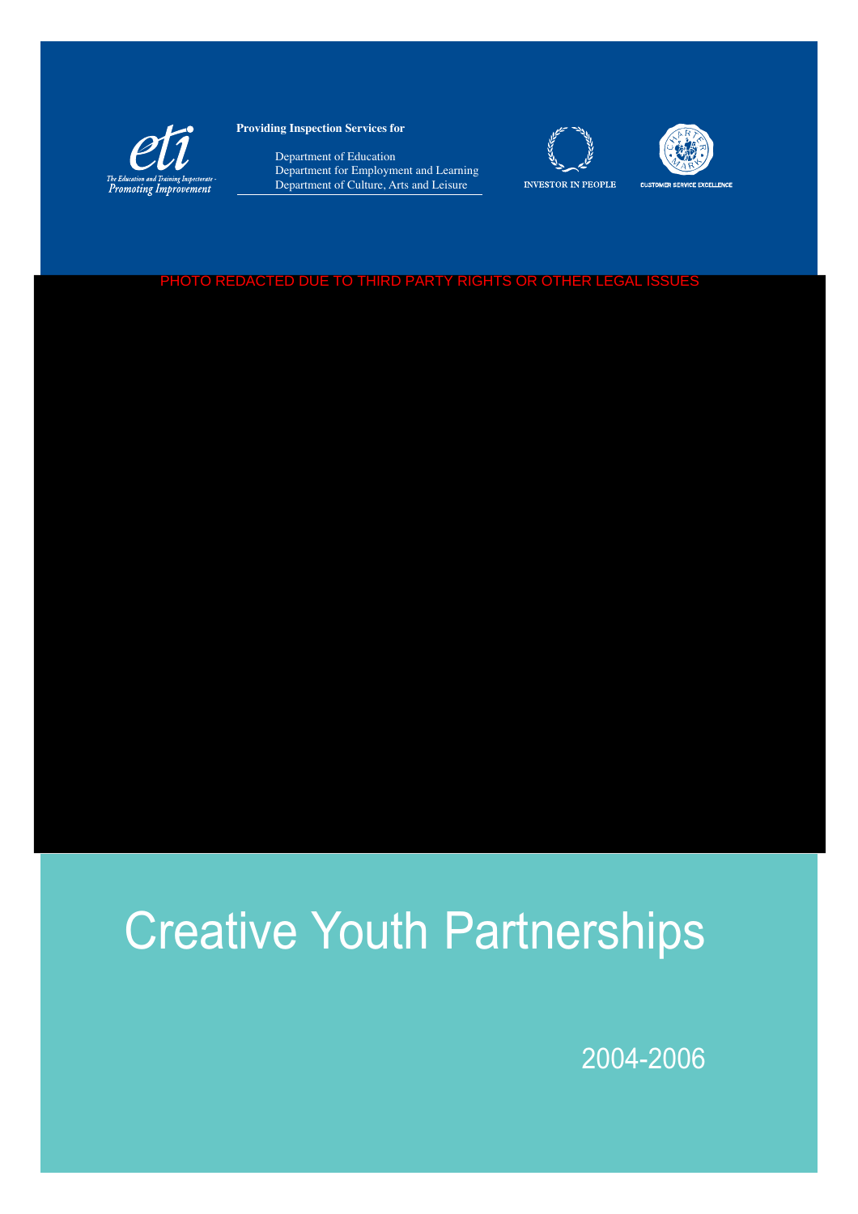*The Education and Training Inspectorate - Promoting Improvement*

**Providing Inspection Services for**

Department of Education
Department for Employment and Learning
Department of Culture, Arts and Leisure

INVESTOR IN PEOPLE

CUSTOMER SERVICE EXCELLENCE

PHOTO REDACTED DUE TO THIRD PARTY RIGHTS OR OTHER LEGAL ISSUES

# Creative Youth Partnerships

2004-2006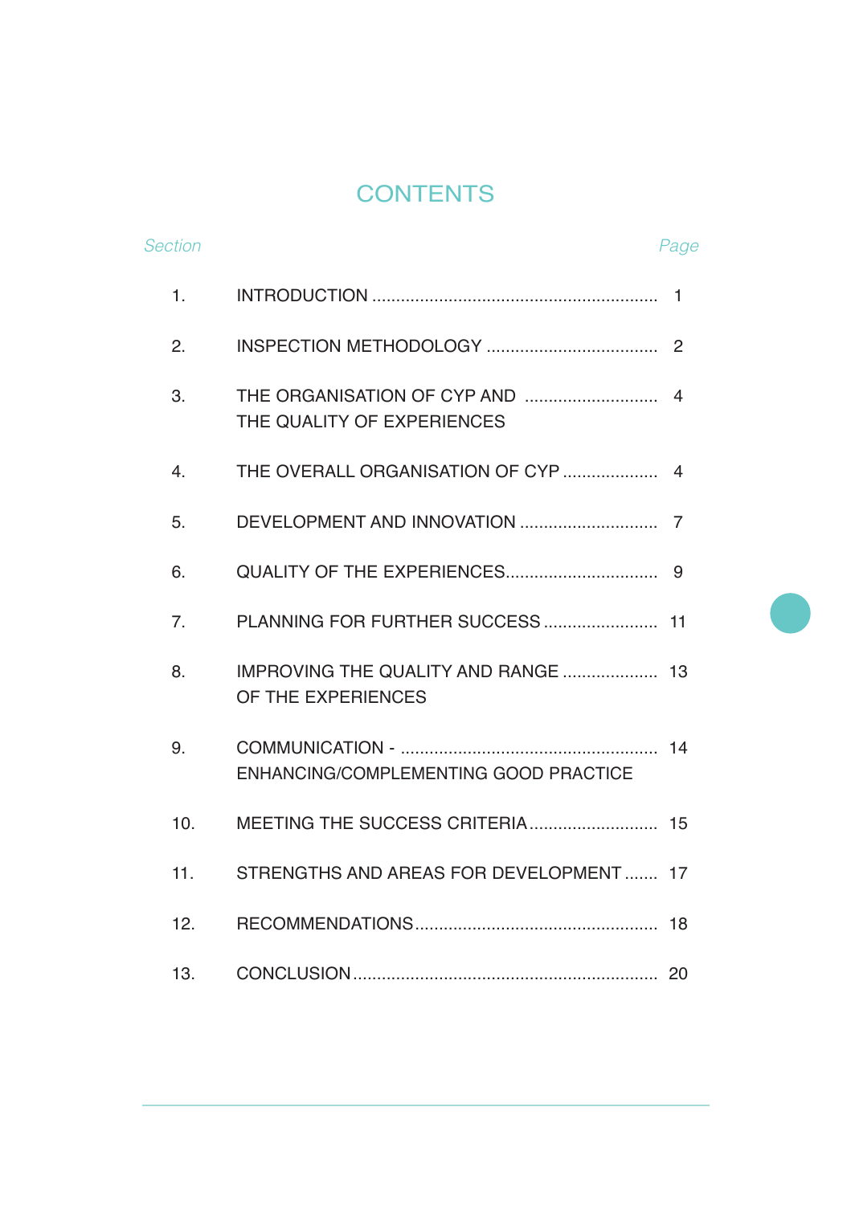# CONTENTS

| *Section* | | *Page* |
|---|---|---|
| 1. | INTRODUCTION | 1 |
| 2. | INSPECTION METHODOLOGY | 2 |
| 3. | THE ORGANISATION OF CYP AND THE QUALITY OF EXPERIENCES | 4 |
| 4. | THE OVERALL ORGANISATION OF CYP | 4 |
| 5. | DEVELOPMENT AND INNOVATION | 7 |
| 6. | QUALITY OF THE EXPERIENCES | 9 |
| 7. | PLANNING FOR FURTHER SUCCESS | 11 |
| 8. | IMPROVING THE QUALITY AND RANGE OF THE EXPERIENCES | 13 |
| 9. | COMMUNICATION - ENHANCING/COMPLEMENTING GOOD PRACTICE | 14 |
| 10. | MEETING THE SUCCESS CRITERIA | 15 |
| 11. | STRENGTHS AND AREAS FOR DEVELOPMENT | 17 |
| 12. | RECOMMENDATIONS | 18 |
| 13. | CONCLUSION | 20 |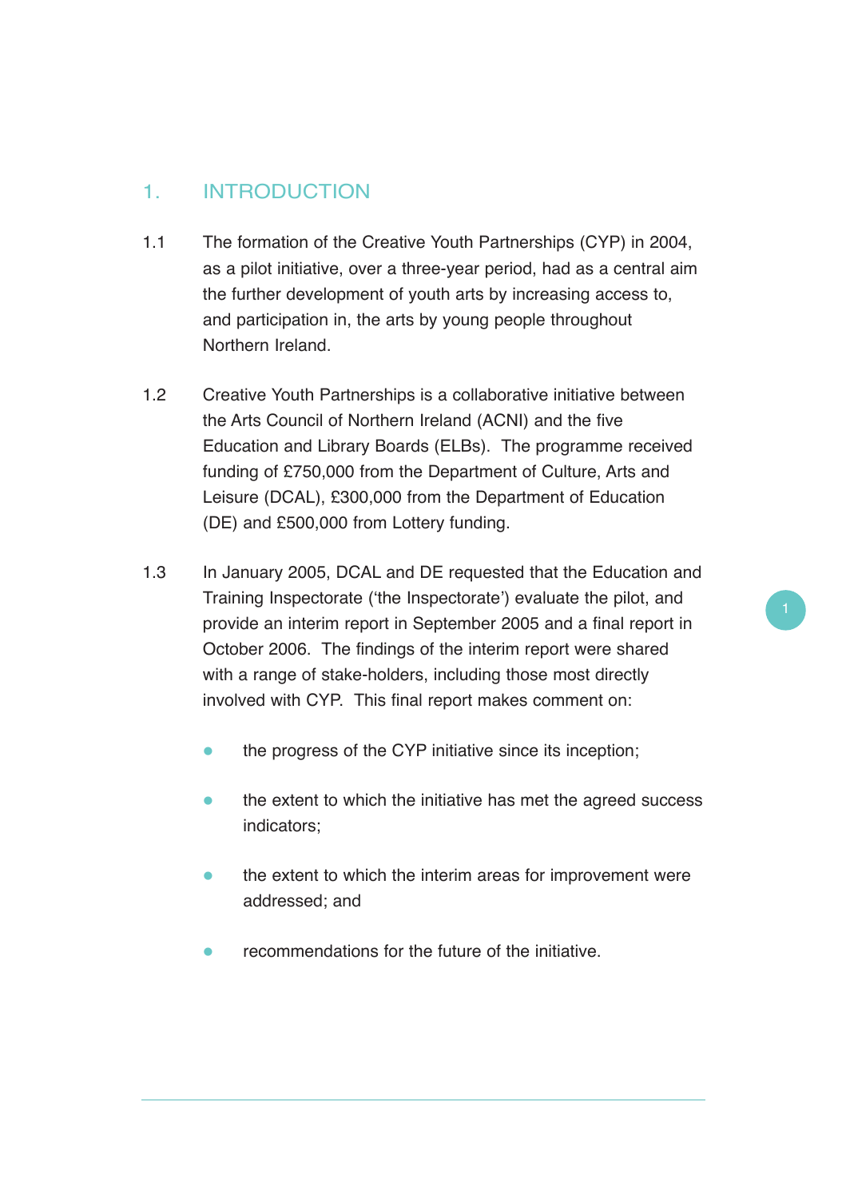# 1. INTRODUCTION

1.1 The formation of the Creative Youth Partnerships (CYP) in 2004, as a pilot initiative, over a three-year period, had as a central aim the further development of youth arts by increasing access to, and participation in, the arts by young people throughout Northern Ireland.

1.2 Creative Youth Partnerships is a collaborative initiative between the Arts Council of Northern Ireland (ACNI) and the five Education and Library Boards (ELBs). The programme received funding of £750,000 from the Department of Culture, Arts and Leisure (DCAL), £300,000 from the Department of Education (DE) and £500,000 from Lottery funding.

1.3 In January 2005, DCAL and DE requested that the Education and Training Inspectorate ('the Inspectorate') evaluate the pilot, and provide an interim report in September 2005 and a final report in October 2006. The findings of the interim report were shared with a range of stake-holders, including those most directly involved with CYP. This final report makes comment on:

- the progress of the CYP initiative since its inception;
- the extent to which the initiative has met the agreed success indicators;
- the extent to which the interim areas for improvement were addressed; and
- recommendations for the future of the initiative.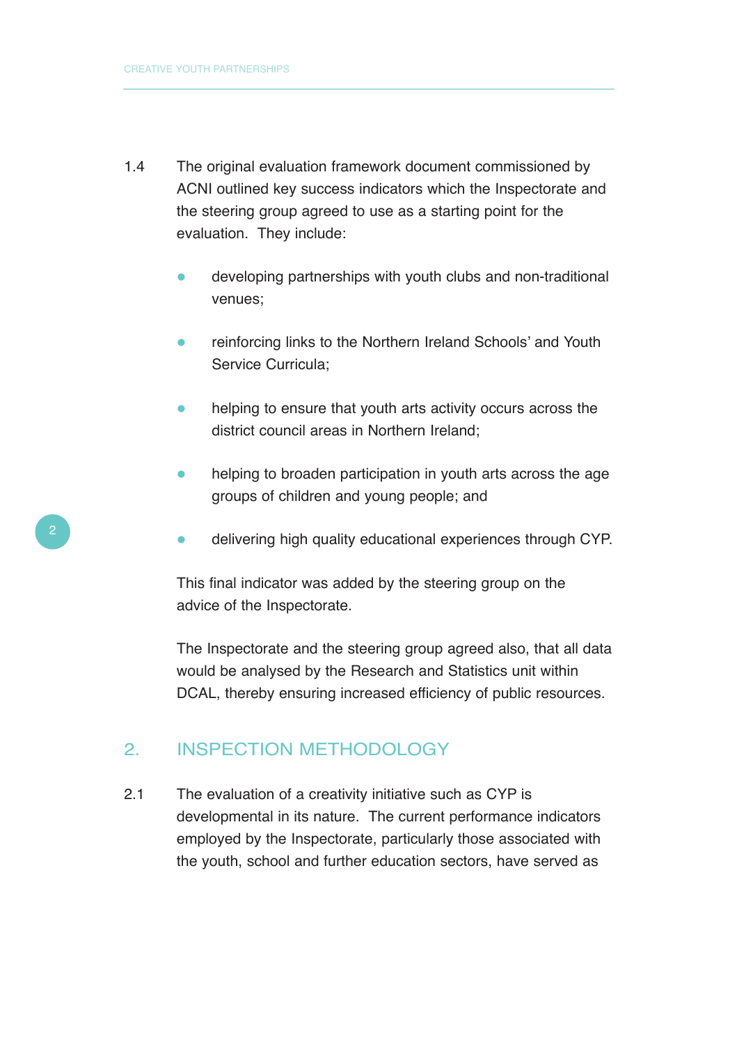1.4 The original evaluation framework document commissioned by ACNI outlined key success indicators which the Inspectorate and the steering group agreed to use as a starting point for the evaluation. They include:

- developing partnerships with youth clubs and non-traditional venues;
- reinforcing links to the Northern Ireland Schools' and Youth Service Curricula;
- helping to ensure that youth arts activity occurs across the district council areas in Northern Ireland;
- helping to broaden participation in youth arts across the age groups of children and young people; and
- delivering high quality educational experiences through CYP.

This final indicator was added by the steering group on the advice of the Inspectorate.

The Inspectorate and the steering group agreed also, that all data would be analysed by the Research and Statistics unit within DCAL, thereby ensuring increased efficiency of public resources.

## 2. INSPECTION METHODOLOGY

2.1 The evaluation of a creativity initiative such as CYP is developmental in its nature. The current performance indicators employed by the Inspectorate, particularly those associated with the youth, school and further education sectors, have served as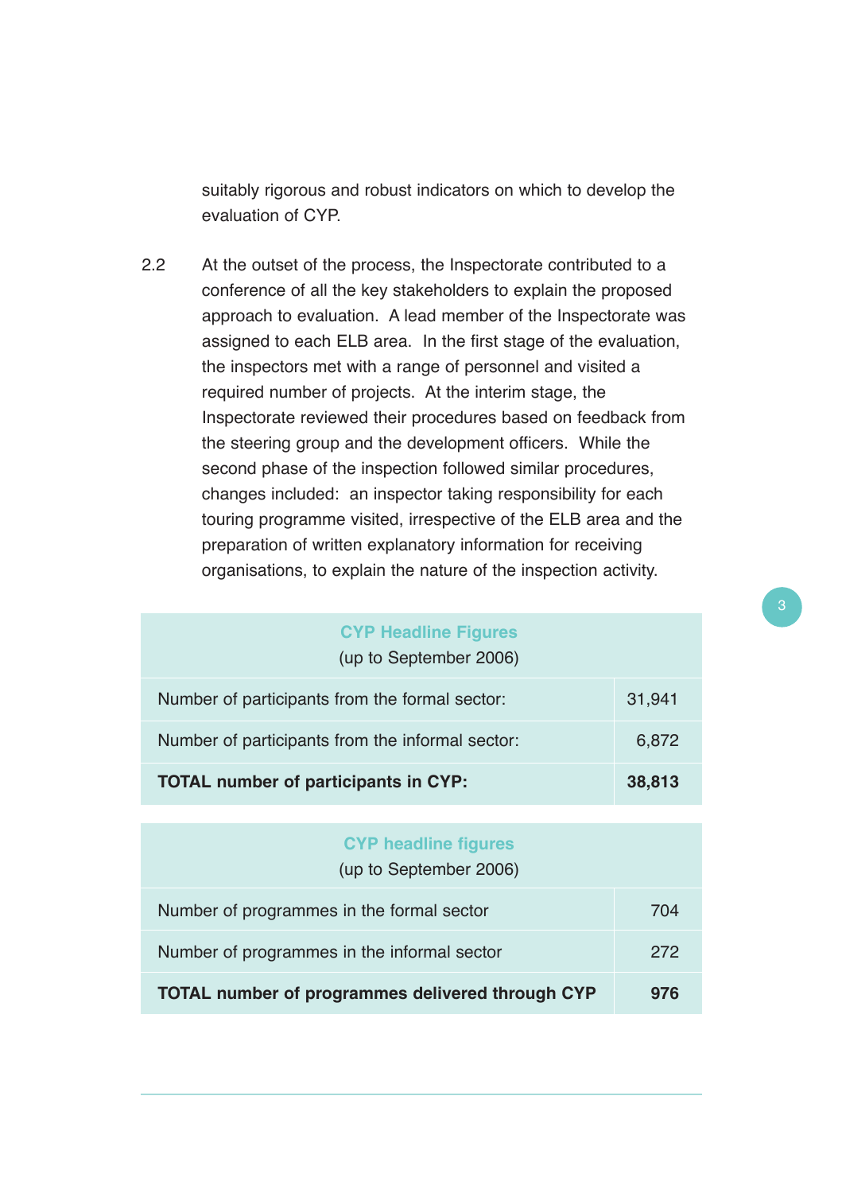suitably rigorous and robust indicators on which to develop the evaluation of CYP.

2.2 At the outset of the process, the Inspectorate contributed to a conference of all the key stakeholders to explain the proposed approach to evaluation. A lead member of the Inspectorate was assigned to each ELB area. In the first stage of the evaluation, the inspectors met with a range of personnel and visited a required number of projects. At the interim stage, the Inspectorate reviewed their procedures based on feedback from the steering group and the development officers. While the second phase of the inspection followed similar procedures, changes included: an inspector taking responsibility for each touring programme visited, irrespective of the ELB area and the preparation of written explanatory information for receiving organisations, to explain the nature of the inspection activity.

| CYP Headline Figures (up to September 2006) | |
|---|---|
| Number of participants from the formal sector: | 31,941 |
| Number of participants from the informal sector: | 6,872 |
| **TOTAL number of participants in CYP:** | **38,813** |

| CYP headline figures (up to September 2006) | |
|---|---|
| Number of programmes in the formal sector | 704 |
| Number of programmes in the informal sector | 272 |
| **TOTAL number of programmes delivered through CYP** | **976** |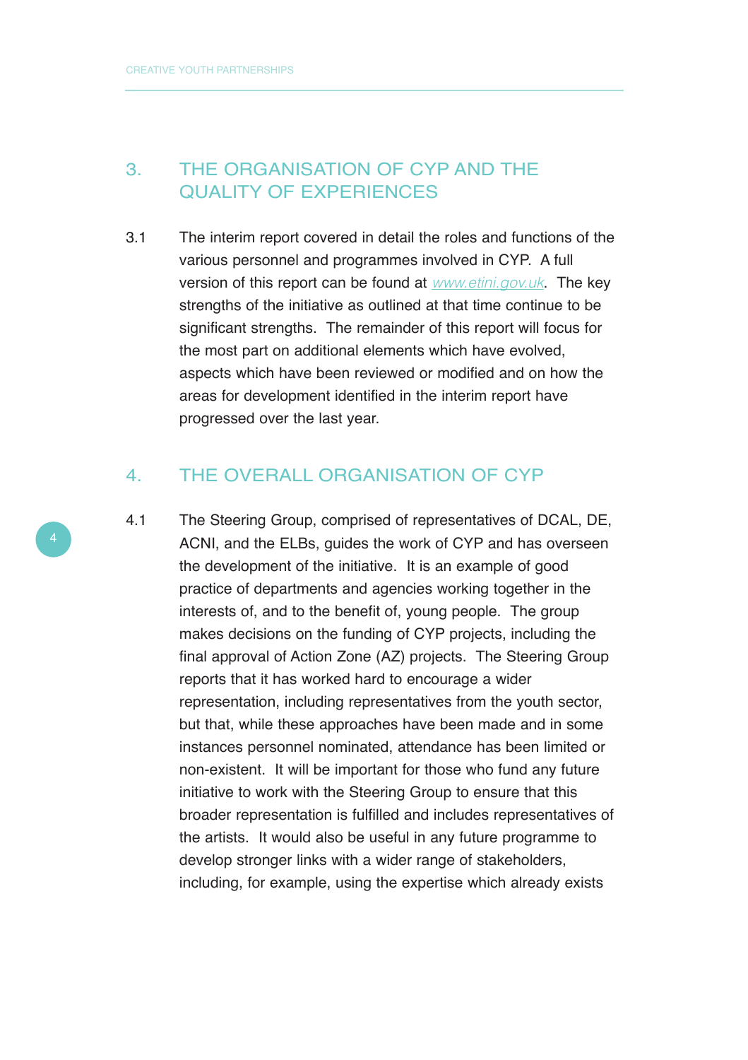## 3. THE ORGANISATION OF CYP AND THE QUALITY OF EXPERIENCES

3.1 The interim report covered in detail the roles and functions of the various personnel and programmes involved in CYP. A full version of this report can be found at *www.etini.gov.uk*. The key strengths of the initiative as outlined at that time continue to be significant strengths. The remainder of this report will focus for the most part on additional elements which have evolved, aspects which have been reviewed or modified and on how the areas for development identified in the interim report have progressed over the last year.

## 4. THE OVERALL ORGANISATION OF CYP

4.1 The Steering Group, comprised of representatives of DCAL, DE, ACNI, and the ELBs, guides the work of CYP and has overseen the development of the initiative. It is an example of good practice of departments and agencies working together in the interests of, and to the benefit of, young people. The group makes decisions on the funding of CYP projects, including the final approval of Action Zone (AZ) projects. The Steering Group reports that it has worked hard to encourage a wider representation, including representatives from the youth sector, but that, while these approaches have been made and in some instances personnel nominated, attendance has been limited or non-existent. It will be important for those who fund any future initiative to work with the Steering Group to ensure that this broader representation is fulfilled and includes representatives of the artists. It would also be useful in any future programme to develop stronger links with a wider range of stakeholders, including, for example, using the expertise which already exists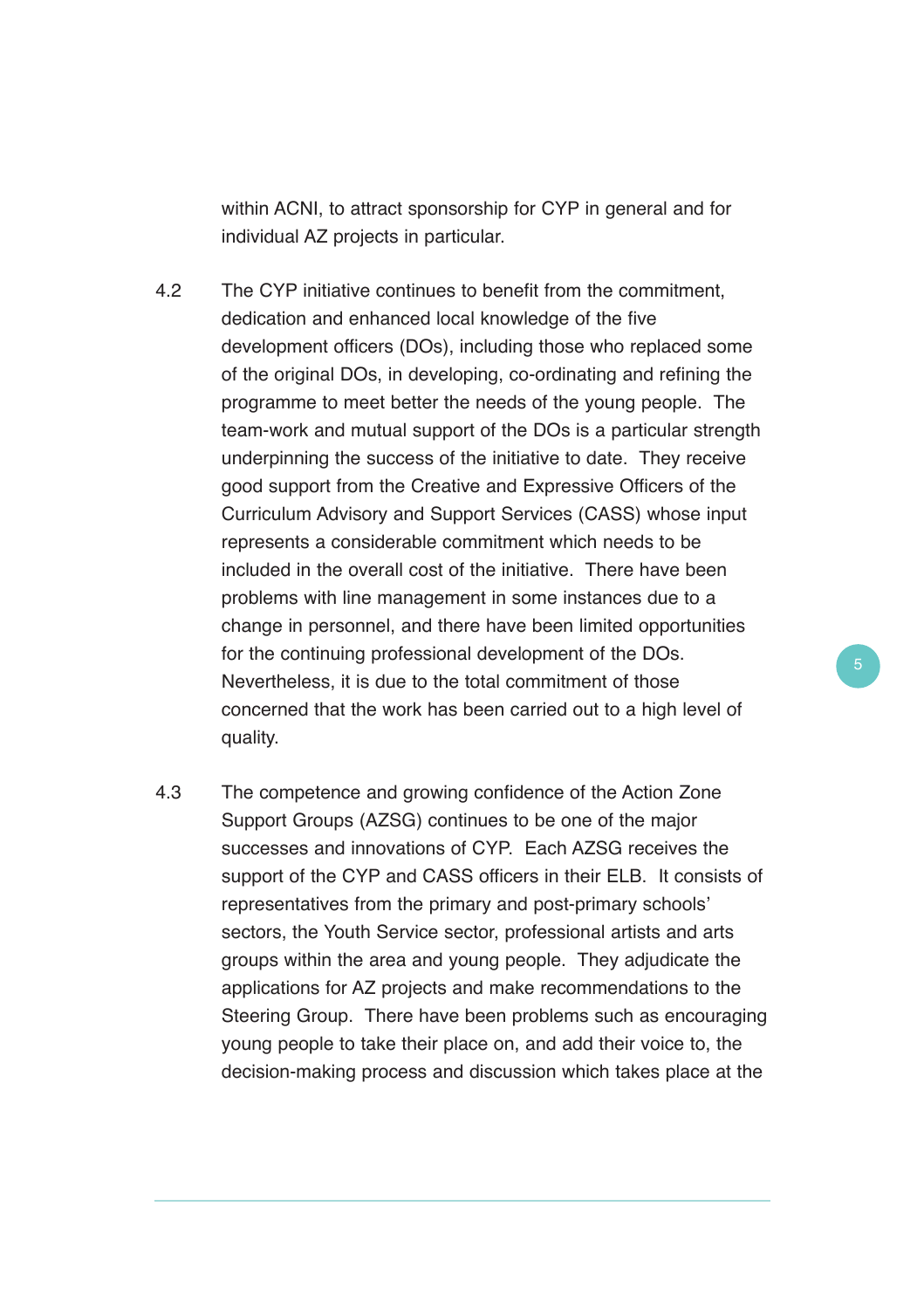within ACNI, to attract sponsorship for CYP in general and for individual AZ projects in particular.

4.2 The CYP initiative continues to benefit from the commitment, dedication and enhanced local knowledge of the five development officers (DOs), including those who replaced some of the original DOs, in developing, co-ordinating and refining the programme to meet better the needs of the young people. The team-work and mutual support of the DOs is a particular strength underpinning the success of the initiative to date. They receive good support from the Creative and Expressive Officers of the Curriculum Advisory and Support Services (CASS) whose input represents a considerable commitment which needs to be included in the overall cost of the initiative. There have been problems with line management in some instances due to a change in personnel, and there have been limited opportunities for the continuing professional development of the DOs. Nevertheless, it is due to the total commitment of those concerned that the work has been carried out to a high level of quality.

4.3 The competence and growing confidence of the Action Zone Support Groups (AZSG) continues to be one of the major successes and innovations of CYP. Each AZSG receives the support of the CYP and CASS officers in their ELB. It consists of representatives from the primary and post-primary schools' sectors, the Youth Service sector, professional artists and arts groups within the area and young people. They adjudicate the applications for AZ projects and make recommendations to the Steering Group. There have been problems such as encouraging young people to take their place on, and add their voice to, the decision-making process and discussion which takes place at the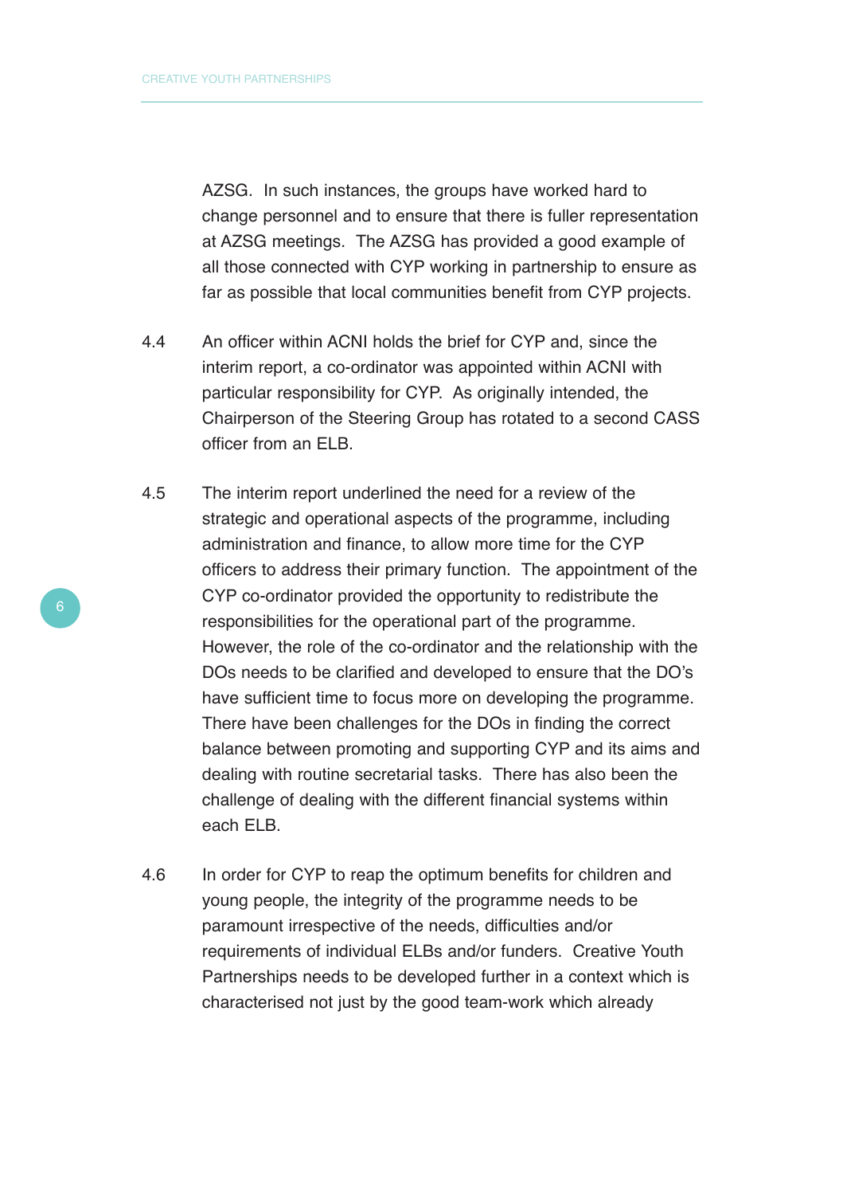AZSG. In such instances, the groups have worked hard to change personnel and to ensure that there is fuller representation at AZSG meetings. The AZSG has provided a good example of all those connected with CYP working in partnership to ensure as far as possible that local communities benefit from CYP projects.

4.4 An officer within ACNI holds the brief for CYP and, since the interim report, a co-ordinator was appointed within ACNI with particular responsibility for CYP. As originally intended, the Chairperson of the Steering Group has rotated to a second CASS officer from an ELB.

4.5 The interim report underlined the need for a review of the strategic and operational aspects of the programme, including administration and finance, to allow more time for the CYP officers to address their primary function. The appointment of the CYP co-ordinator provided the opportunity to redistribute the responsibilities for the operational part of the programme. However, the role of the co-ordinator and the relationship with the DOs needs to be clarified and developed to ensure that the DO's have sufficient time to focus more on developing the programme. There have been challenges for the DOs in finding the correct balance between promoting and supporting CYP and its aims and dealing with routine secretarial tasks. There has also been the challenge of dealing with the different financial systems within each ELB.

4.6 In order for CYP to reap the optimum benefits for children and young people, the integrity of the programme needs to be paramount irrespective of the needs, difficulties and/or requirements of individual ELBs and/or funders. Creative Youth Partnerships needs to be developed further in a context which is characterised not just by the good team-work which already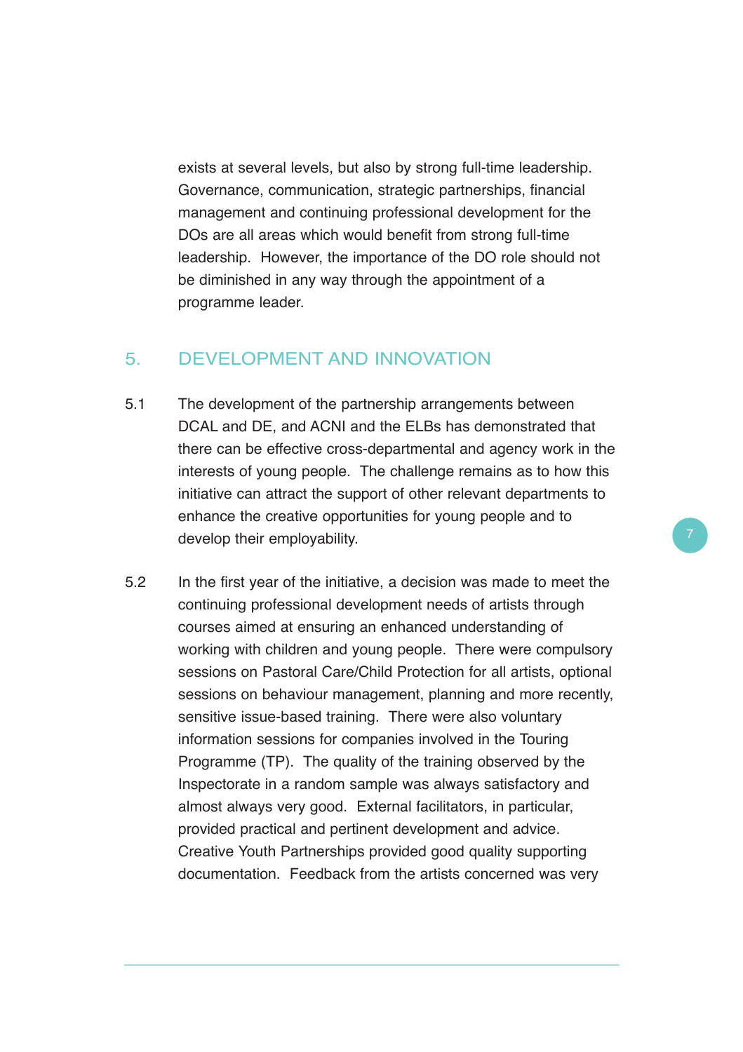exists at several levels, but also by strong full-time leadership. Governance, communication, strategic partnerships, financial management and continuing professional development for the DOs are all areas which would benefit from strong full-time leadership. However, the importance of the DO role should not be diminished in any way through the appointment of a programme leader.

## 5. DEVELOPMENT AND INNOVATION

5.1 The development of the partnership arrangements between DCAL and DE, and ACNI and the ELBs has demonstrated that there can be effective cross-departmental and agency work in the interests of young people. The challenge remains as to how this initiative can attract the support of other relevant departments to enhance the creative opportunities for young people and to develop their employability.

5.2 In the first year of the initiative, a decision was made to meet the continuing professional development needs of artists through courses aimed at ensuring an enhanced understanding of working with children and young people. There were compulsory sessions on Pastoral Care/Child Protection for all artists, optional sessions on behaviour management, planning and more recently, sensitive issue-based training. There were also voluntary information sessions for companies involved in the Touring Programme (TP). The quality of the training observed by the Inspectorate in a random sample was always satisfactory and almost always very good. External facilitators, in particular, provided practical and pertinent development and advice. Creative Youth Partnerships provided good quality supporting documentation. Feedback from the artists concerned was very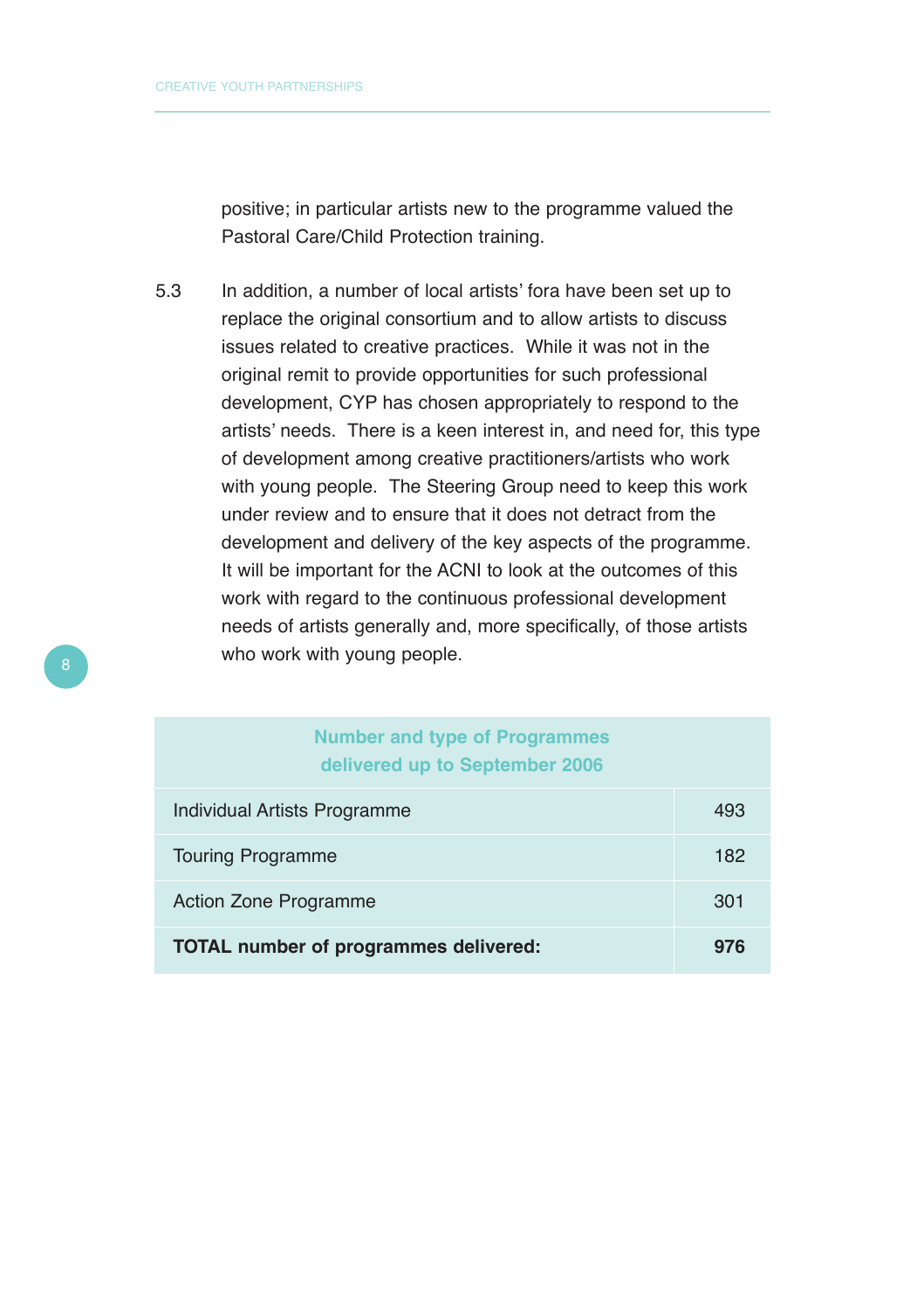positive; in particular artists new to the programme valued the Pastoral Care/Child Protection training.

5.3 In addition, a number of local artists' fora have been set up to replace the original consortium and to allow artists to discuss issues related to creative practices. While it was not in the original remit to provide opportunities for such professional development, CYP has chosen appropriately to respond to the artists' needs. There is a keen interest in, and need for, this type of development among creative practitioners/artists who work with young people. The Steering Group need to keep this work under review and to ensure that it does not detract from the development and delivery of the key aspects of the programme. It will be important for the ACNI to look at the outcomes of this work with regard to the continuous professional development needs of artists generally and, more specifically, of those artists who work with young people.

| Number and type of Programmes delivered up to September 2006 | |
|---|---|
| Individual Artists Programme | 493 |
| Touring Programme | 182 |
| Action Zone Programme | 301 |
| **TOTAL number of programmes delivered:** | **976** |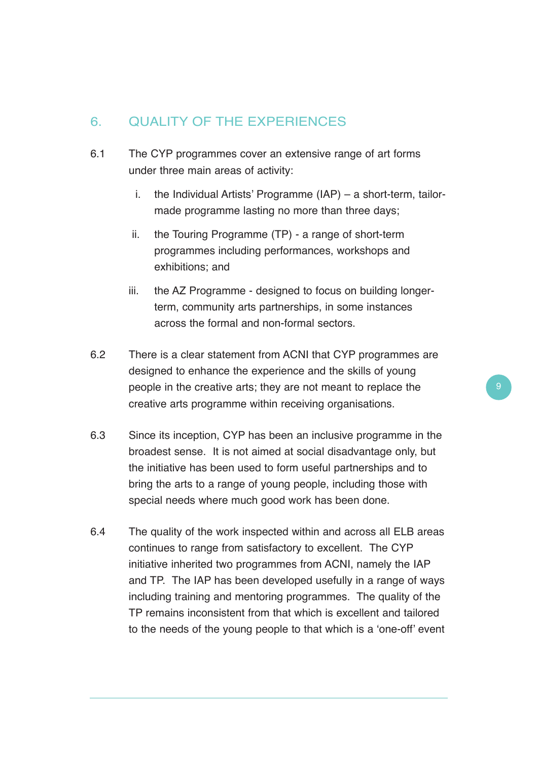## 6. QUALITY OF THE EXPERIENCES

6.1 The CYP programmes cover an extensive range of art forms under three main areas of activity:

i. the Individual Artists' Programme (IAP) – a short-term, tailor-made programme lasting no more than three days;

ii. the Touring Programme (TP) - a range of short-term programmes including performances, workshops and exhibitions; and

iii. the AZ Programme - designed to focus on building longer-term, community arts partnerships, in some instances across the formal and non-formal sectors.

6.2 There is a clear statement from ACNI that CYP programmes are designed to enhance the experience and the skills of young people in the creative arts; they are not meant to replace the creative arts programme within receiving organisations.

6.3 Since its inception, CYP has been an inclusive programme in the broadest sense. It is not aimed at social disadvantage only, but the initiative has been used to form useful partnerships and to bring the arts to a range of young people, including those with special needs where much good work has been done.

6.4 The quality of the work inspected within and across all ELB areas continues to range from satisfactory to excellent. The CYP initiative inherited two programmes from ACNI, namely the IAP and TP. The IAP has been developed usefully in a range of ways including training and mentoring programmes. The quality of the TP remains inconsistent from that which is excellent and tailored to the needs of the young people to that which is a 'one-off' event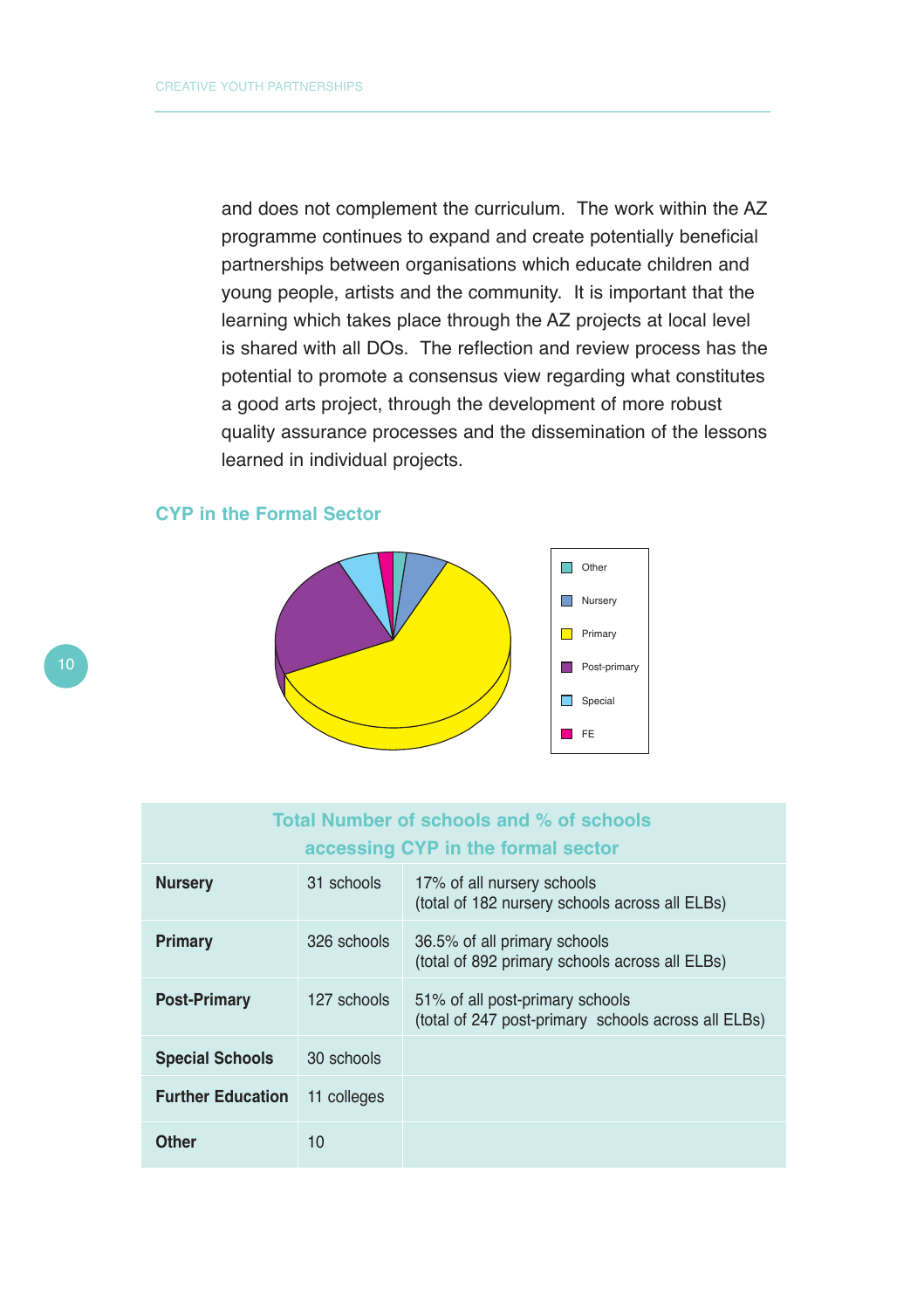and does not complement the curriculum. The work within the AZ programme continues to expand and create potentially beneficial partnerships between organisations which educate children and young people, artists and the community. It is important that the learning which takes place through the AZ projects at local level is shared with all DOs. The reflection and review process has the potential to promote a consensus view regarding what constitutes a good arts project, through the development of more robust quality assurance processes and the dissemination of the lessons learned in individual projects.

## CYP in the Formal Sector

Other
Nursery
Primary
Post-primary
Special
FE

| Total Number of schools and % of schools accessing CYP in the formal sector | | |
|---|---|---|
| **Nursery** | 31 schools | 17% of all nursery schools (total of 182 nursery schools across all ELBs) |
| **Primary** | 326 schools | 36.5% of all primary schools (total of 892 primary schools across all ELBs) |
| **Post-Primary** | 127 schools | 51% of all post-primary schools (total of 247 post-primary schools across all ELBs) |
| **Special Schools** | 30 schools | |
| **Further Education** | 11 colleges | |
| **Other** | 10 | |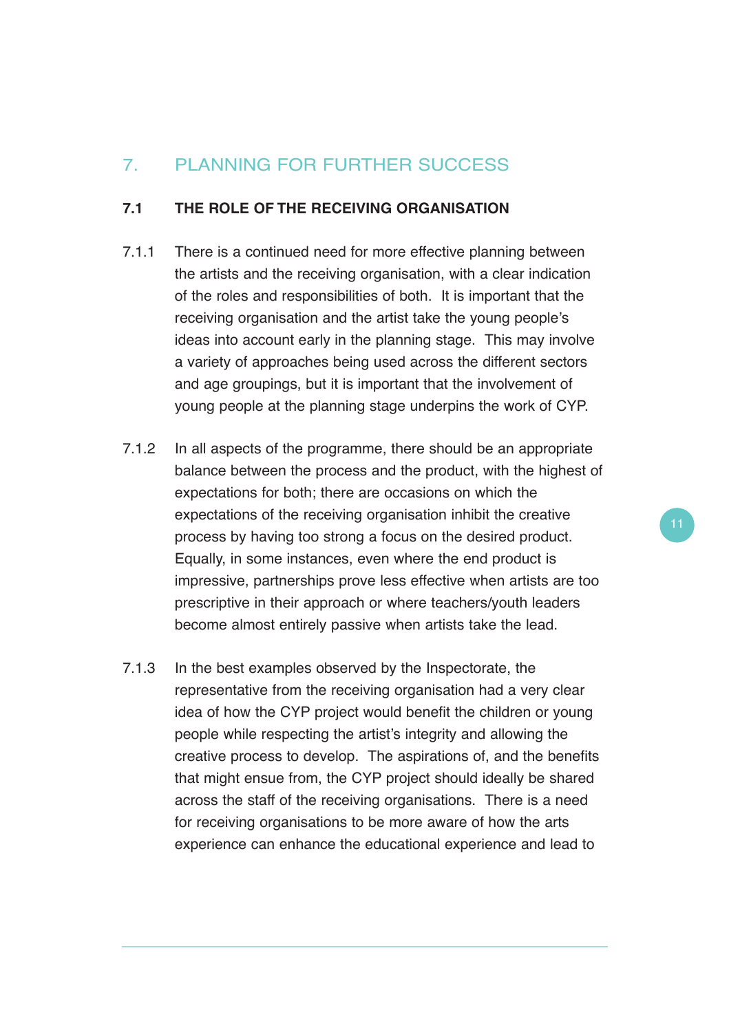## 7. PLANNING FOR FURTHER SUCCESS

### 7.1 THE ROLE OF THE RECEIVING ORGANISATION

7.1.1 There is a continued need for more effective planning between the artists and the receiving organisation, with a clear indication of the roles and responsibilities of both. It is important that the receiving organisation and the artist take the young people's ideas into account early in the planning stage. This may involve a variety of approaches being used across the different sectors and age groupings, but it is important that the involvement of young people at the planning stage underpins the work of CYP.

7.1.2 In all aspects of the programme, there should be an appropriate balance between the process and the product, with the highest of expectations for both; there are occasions on which the expectations of the receiving organisation inhibit the creative process by having too strong a focus on the desired product. Equally, in some instances, even where the end product is impressive, partnerships prove less effective when artists are too prescriptive in their approach or where teachers/youth leaders become almost entirely passive when artists take the lead.

7.1.3 In the best examples observed by the Inspectorate, the representative from the receiving organisation had a very clear idea of how the CYP project would benefit the children or young people while respecting the artist's integrity and allowing the creative process to develop. The aspirations of, and the benefits that might ensue from, the CYP project should ideally be shared across the staff of the receiving organisations. There is a need for receiving organisations to be more aware of how the arts experience can enhance the educational experience and lead to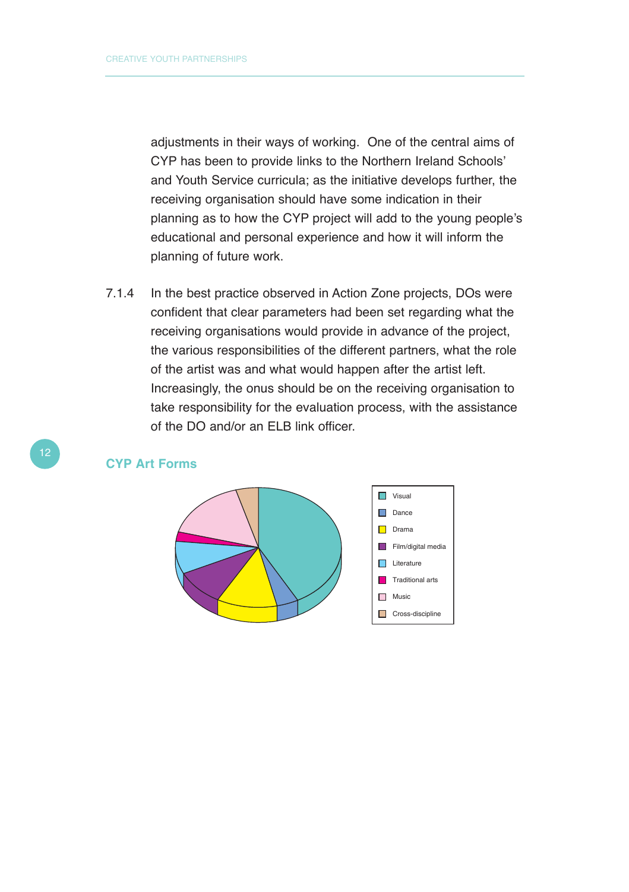adjustments in their ways of working. One of the central aims of CYP has been to provide links to the Northern Ireland Schools' and Youth Service curricula; as the initiative develops further, the receiving organisation should have some indication in their planning as to how the CYP project will add to the young people's educational and personal experience and how it will inform the planning of future work.

7.1.4 In the best practice observed in Action Zone projects, DOs were confident that clear parameters had been set regarding what the receiving organisations would provide in advance of the project, the various responsibilities of the different partners, what the role of the artist was and what would happen after the artist left. Increasingly, the onus should be on the receiving organisation to take responsibility for the evaluation process, with the assistance of the DO and/or an ELB link officer.

## CYP Art Forms

- Visual
- Dance
- Drama
- Film/digital media
- Literature
- Traditional arts
- Music
- Cross-discipline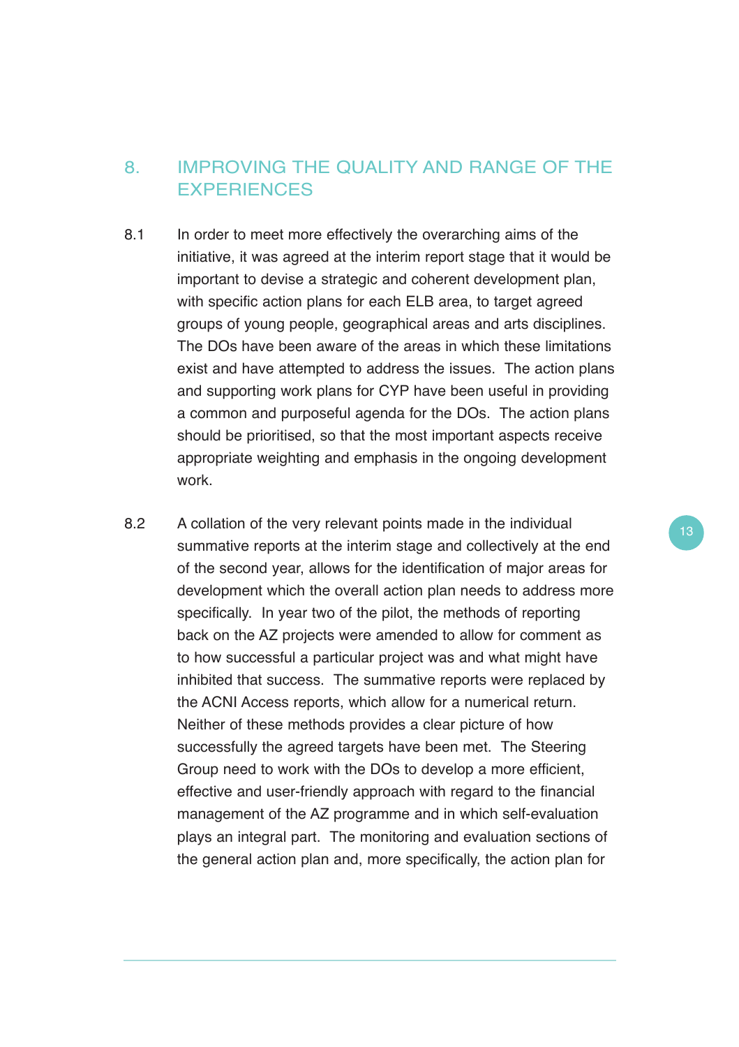## 8. IMPROVING THE QUALITY AND RANGE OF THE EXPERIENCES

8.1 In order to meet more effectively the overarching aims of the initiative, it was agreed at the interim report stage that it would be important to devise a strategic and coherent development plan, with specific action plans for each ELB area, to target agreed groups of young people, geographical areas and arts disciplines. The DOs have been aware of the areas in which these limitations exist and have attempted to address the issues. The action plans and supporting work plans for CYP have been useful in providing a common and purposeful agenda for the DOs. The action plans should be prioritised, so that the most important aspects receive appropriate weighting and emphasis in the ongoing development work.

8.2 A collation of the very relevant points made in the individual summative reports at the interim stage and collectively at the end of the second year, allows for the identification of major areas for development which the overall action plan needs to address more specifically. In year two of the pilot, the methods of reporting back on the AZ projects were amended to allow for comment as to how successful a particular project was and what might have inhibited that success. The summative reports were replaced by the ACNI Access reports, which allow for a numerical return. Neither of these methods provides a clear picture of how successfully the agreed targets have been met. The Steering Group need to work with the DOs to develop a more efficient, effective and user-friendly approach with regard to the financial management of the AZ programme and in which self-evaluation plays an integral part. The monitoring and evaluation sections of the general action plan and, more specifically, the action plan for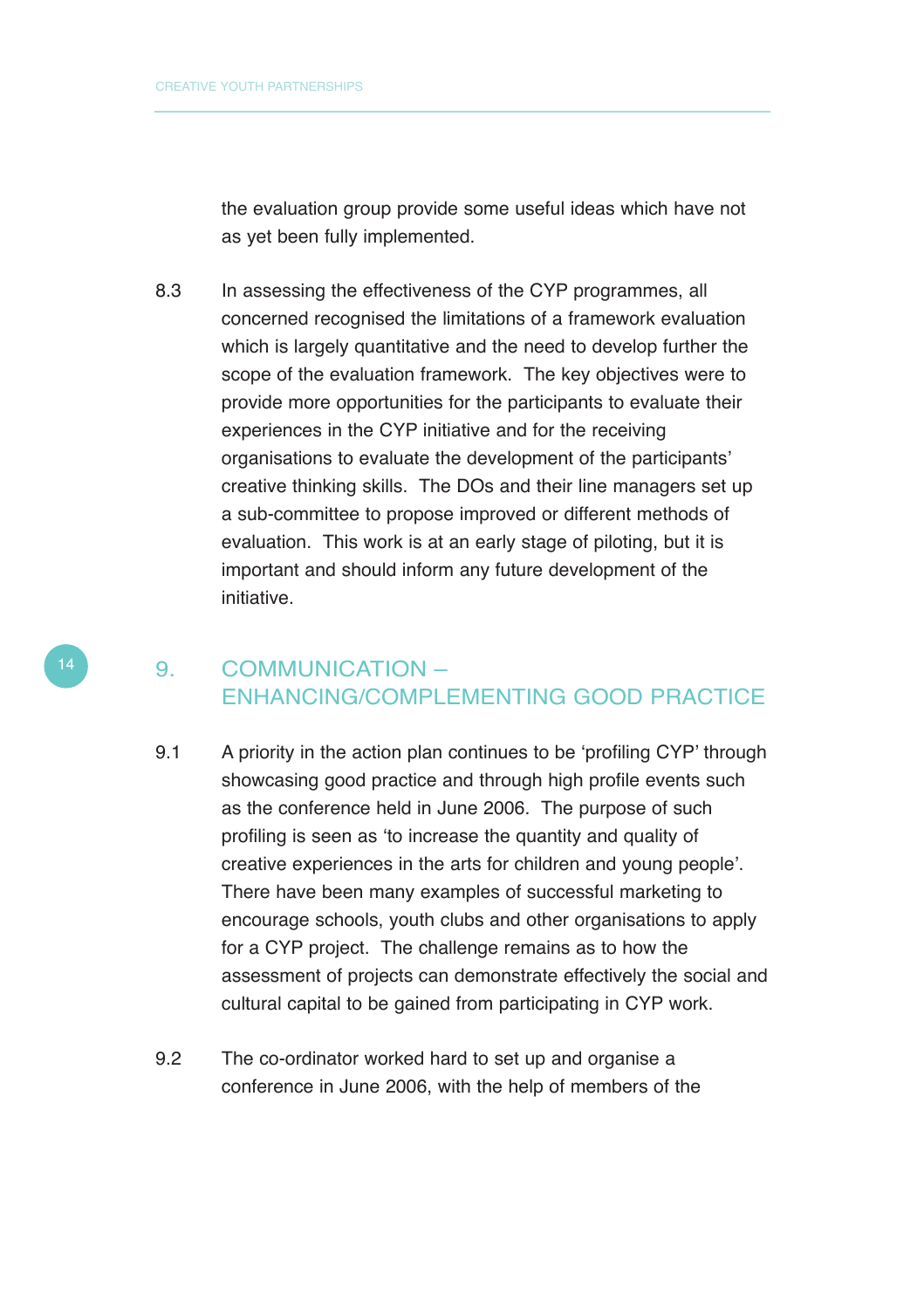the evaluation group provide some useful ideas which have not as yet been fully implemented.

8.3 In assessing the effectiveness of the CYP programmes, all concerned recognised the limitations of a framework evaluation which is largely quantitative and the need to develop further the scope of the evaluation framework. The key objectives were to provide more opportunities for the participants to evaluate their experiences in the CYP initiative and for the receiving organisations to evaluate the development of the participants' creative thinking skills. The DOs and their line managers set up a sub-committee to propose improved or different methods of evaluation. This work is at an early stage of piloting, but it is important and should inform any future development of the initiative.

## 9. COMMUNICATION – ENHANCING/COMPLEMENTING GOOD PRACTICE

9.1 A priority in the action plan continues to be 'profiling CYP' through showcasing good practice and through high profile events such as the conference held in June 2006. The purpose of such profiling is seen as 'to increase the quantity and quality of creative experiences in the arts for children and young people'. There have been many examples of successful marketing to encourage schools, youth clubs and other organisations to apply for a CYP project. The challenge remains as to how the assessment of projects can demonstrate effectively the social and cultural capital to be gained from participating in CYP work.

9.2 The co-ordinator worked hard to set up and organise a conference in June 2006, with the help of members of the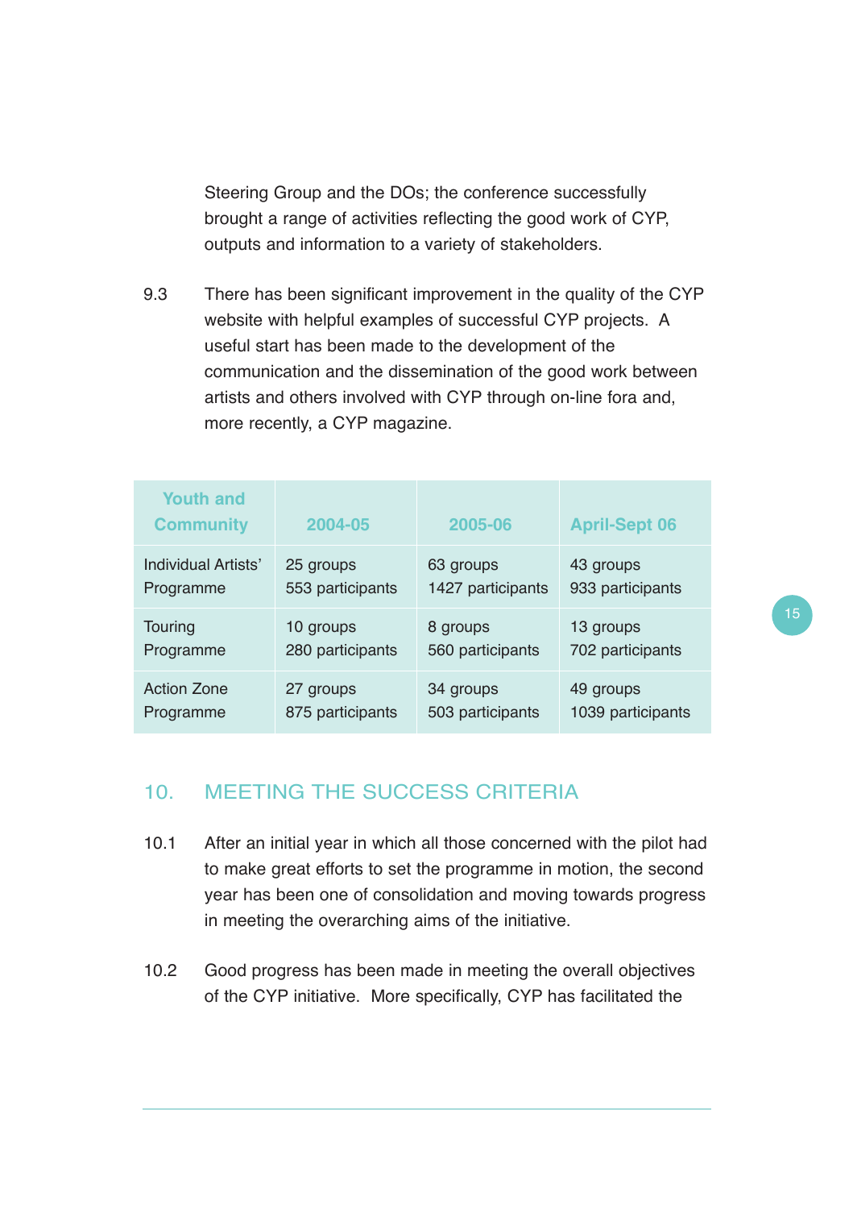Steering Group and the DOs; the conference successfully brought a range of activities reflecting the good work of CYP, outputs and information to a variety of stakeholders.

9.3 There has been significant improvement in the quality of the CYP website with helpful examples of successful CYP projects. A useful start has been made to the development of the communication and the dissemination of the good work between artists and others involved with CYP through on-line fora and, more recently, a CYP magazine.

| Youth and Community | 2004-05 | 2005-06 | April-Sept 06 |
|---|---|---|---|
| Individual Artists' Programme | 25 groups 553 participants | 63 groups 1427 participants | 43 groups 933 participants |
| Touring Programme | 10 groups 280 participants | 8 groups 560 participants | 13 groups 702 participants |
| Action Zone Programme | 27 groups 875 participants | 34 groups 503 participants | 49 groups 1039 participants |

## 10. MEETING THE SUCCESS CRITERIA

10.1 After an initial year in which all those concerned with the pilot had to make great efforts to set the programme in motion, the second year has been one of consolidation and moving towards progress in meeting the overarching aims of the initiative.

10.2 Good progress has been made in meeting the overall objectives of the CYP initiative. More specifically, CYP has facilitated the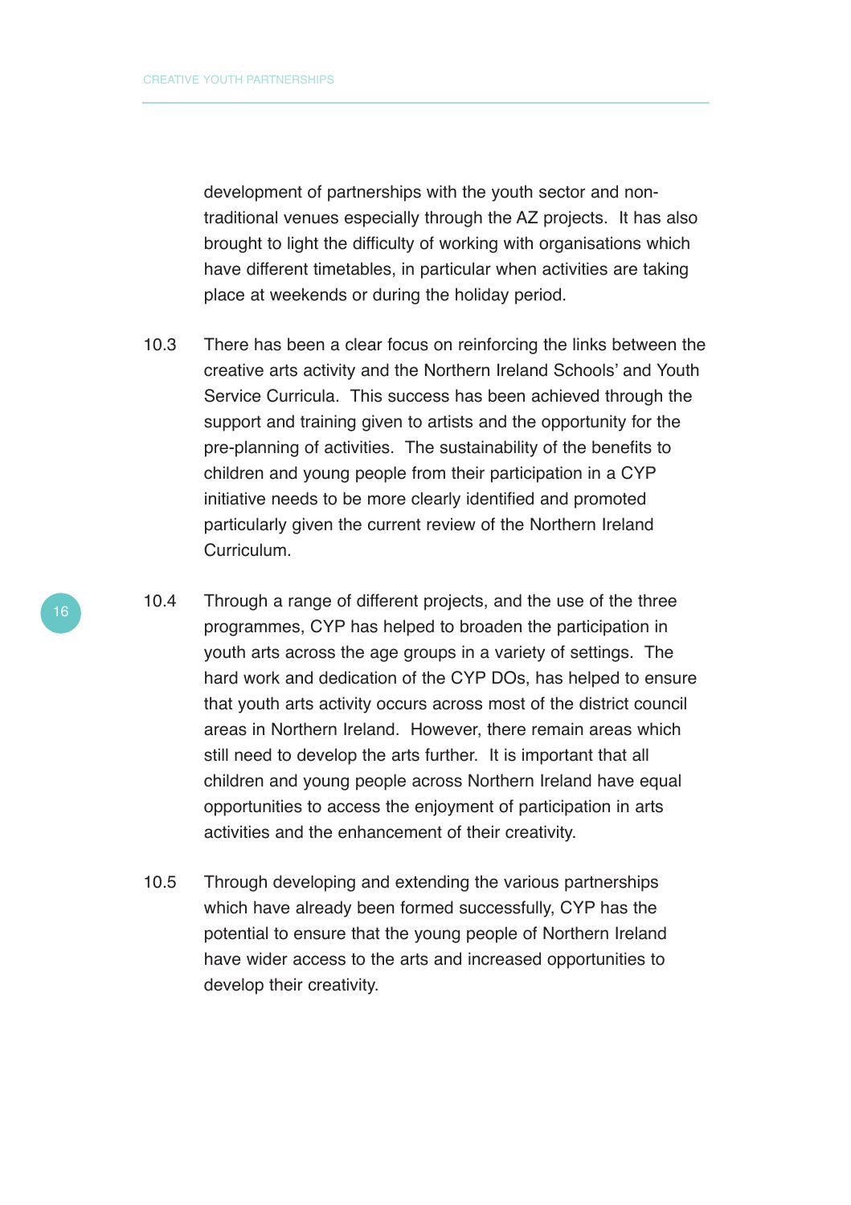development of partnerships with the youth sector and non-traditional venues especially through the AZ projects. It has also brought to light the difficulty of working with organisations which have different timetables, in particular when activities are taking place at weekends or during the holiday period.

10.3 There has been a clear focus on reinforcing the links between the creative arts activity and the Northern Ireland Schools' and Youth Service Curricula. This success has been achieved through the support and training given to artists and the opportunity for the pre-planning of activities. The sustainability of the benefits to children and young people from their participation in a CYP initiative needs to be more clearly identified and promoted particularly given the current review of the Northern Ireland Curriculum.

10.4 Through a range of different projects, and the use of the three programmes, CYP has helped to broaden the participation in youth arts across the age groups in a variety of settings. The hard work and dedication of the CYP DOs, has helped to ensure that youth arts activity occurs across most of the district council areas in Northern Ireland. However, there remain areas which still need to develop the arts further. It is important that all children and young people across Northern Ireland have equal opportunities to access the enjoyment of participation in arts activities and the enhancement of their creativity.

10.5 Through developing and extending the various partnerships which have already been formed successfully, CYP has the potential to ensure that the young people of Northern Ireland have wider access to the arts and increased opportunities to develop their creativity.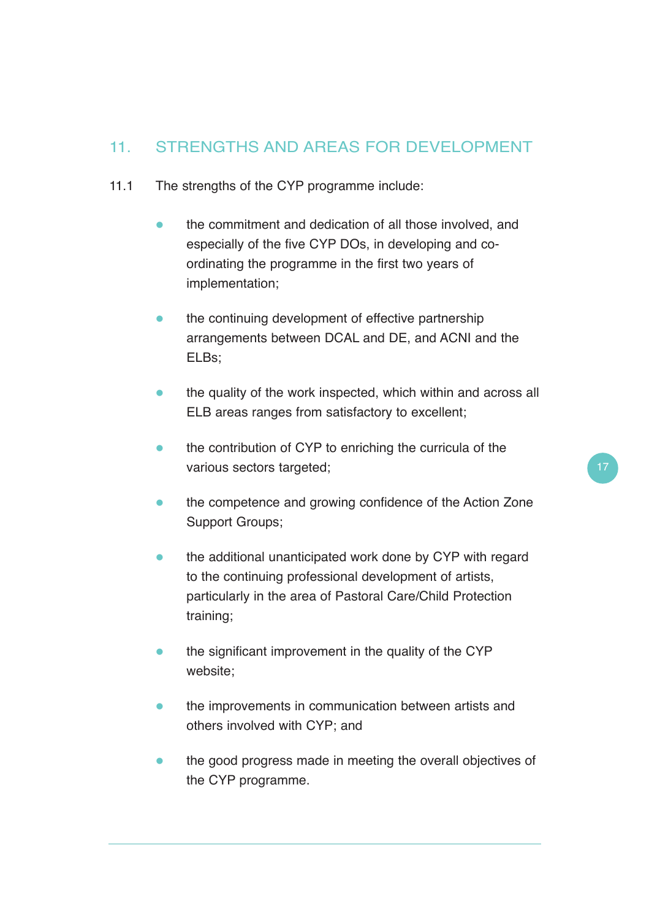## 11. STRENGTHS AND AREAS FOR DEVELOPMENT

11.1 The strengths of the CYP programme include:

- the commitment and dedication of all those involved, and especially of the five CYP DOs, in developing and co-ordinating the programme in the first two years of implementation;
- the continuing development of effective partnership arrangements between DCAL and DE, and ACNI and the ELBs;
- the quality of the work inspected, which within and across all ELB areas ranges from satisfactory to excellent;
- the contribution of CYP to enriching the curricula of the various sectors targeted;
- the competence and growing confidence of the Action Zone Support Groups;
- the additional unanticipated work done by CYP with regard to the continuing professional development of artists, particularly in the area of Pastoral Care/Child Protection training;
- the significant improvement in the quality of the CYP website;
- the improvements in communication between artists and others involved with CYP; and
- the good progress made in meeting the overall objectives of the CYP programme.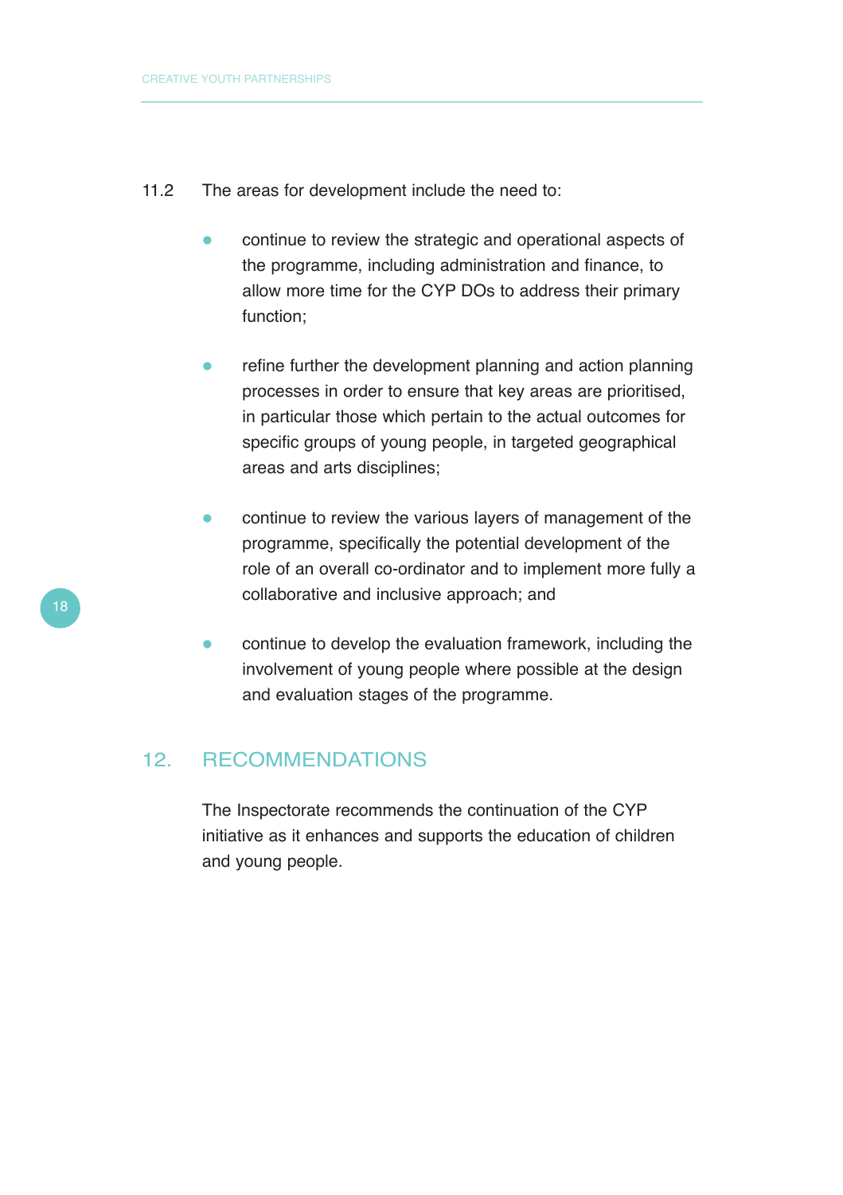11.2 The areas for development include the need to:

- continue to review the strategic and operational aspects of the programme, including administration and finance, to allow more time for the CYP DOs to address their primary function;

- refine further the development planning and action planning processes in order to ensure that key areas are prioritised, in particular those which pertain to the actual outcomes for specific groups of young people, in targeted geographical areas and arts disciplines;

- continue to review the various layers of management of the programme, specifically the potential development of the role of an overall co-ordinator and to implement more fully a collaborative and inclusive approach; and

- continue to develop the evaluation framework, including the involvement of young people where possible at the design and evaluation stages of the programme.

## 12. RECOMMENDATIONS

The Inspectorate recommends the continuation of the CYP initiative as it enhances and supports the education of children and young people.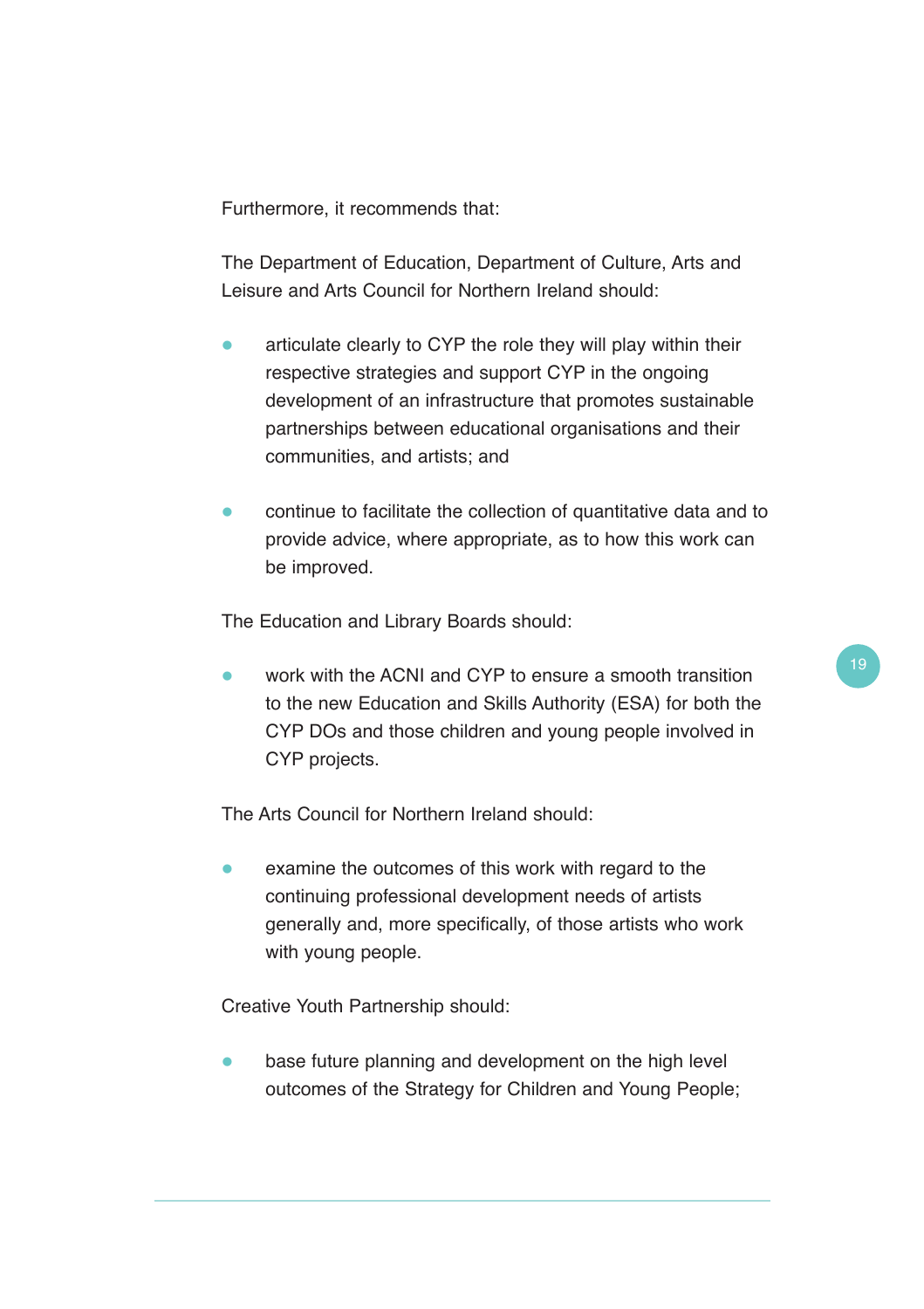Furthermore, it recommends that:

The Department of Education, Department of Culture, Arts and Leisure and Arts Council for Northern Ireland should:

- articulate clearly to CYP the role they will play within their respective strategies and support CYP in the ongoing development of an infrastructure that promotes sustainable partnerships between educational organisations and their communities, and artists; and

- continue to facilitate the collection of quantitative data and to provide advice, where appropriate, as to how this work can be improved.

The Education and Library Boards should:

- work with the ACNI and CYP to ensure a smooth transition to the new Education and Skills Authority (ESA) for both the CYP DOs and those children and young people involved in CYP projects.

The Arts Council for Northern Ireland should:

- examine the outcomes of this work with regard to the continuing professional development needs of artists generally and, more specifically, of those artists who work with young people.

Creative Youth Partnership should:

- base future planning and development on the high level outcomes of the Strategy for Children and Young People;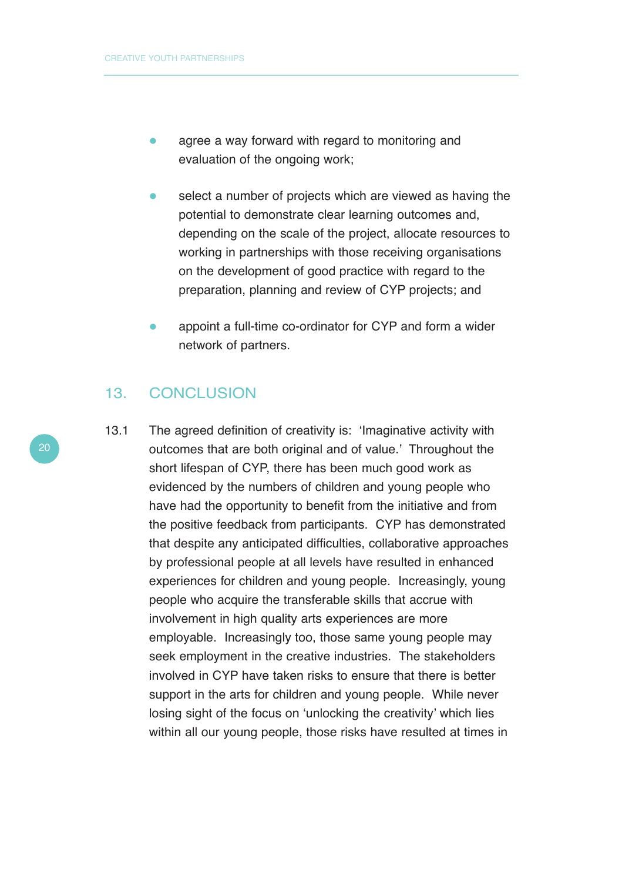- agree a way forward with regard to monitoring and evaluation of the ongoing work;

- select a number of projects which are viewed as having the potential to demonstrate clear learning outcomes and, depending on the scale of the project, allocate resources to working in partnerships with those receiving organisations on the development of good practice with regard to the preparation, planning and review of CYP projects; and

- appoint a full-time co-ordinator for CYP and form a wider network of partners.

## 13. CONCLUSION

13.1 The agreed definition of creativity is: 'Imaginative activity with outcomes that are both original and of value.' Throughout the short lifespan of CYP, there has been much good work as evidenced by the numbers of children and young people who have had the opportunity to benefit from the initiative and from the positive feedback from participants. CYP has demonstrated that despite any anticipated difficulties, collaborative approaches by professional people at all levels have resulted in enhanced experiences for children and young people. Increasingly, young people who acquire the transferable skills that accrue with involvement in high quality arts experiences are more employable. Increasingly too, those same young people may seek employment in the creative industries. The stakeholders involved in CYP have taken risks to ensure that there is better support in the arts for children and young people. While never losing sight of the focus on 'unlocking the creativity' which lies within all our young people, those risks have resulted at times in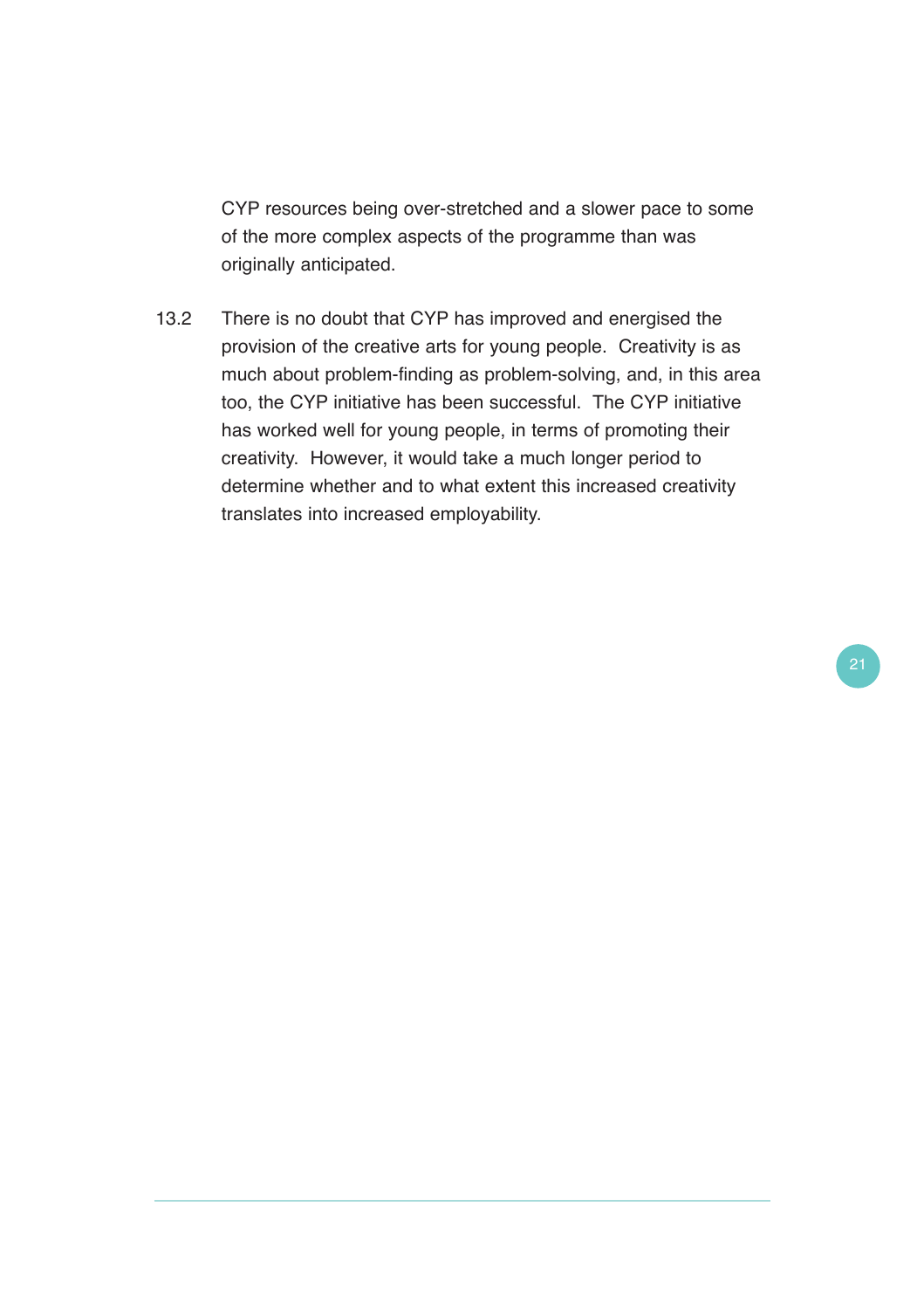CYP resources being over-stretched and a slower pace to some of the more complex aspects of the programme than was originally anticipated.

13.2 There is no doubt that CYP has improved and energised the provision of the creative arts for young people. Creativity is as much about problem-finding as problem-solving, and, in this area too, the CYP initiative has been successful. The CYP initiative has worked well for young people, in terms of promoting their creativity. However, it would take a much longer period to determine whether and to what extent this increased creativity translates into increased employability.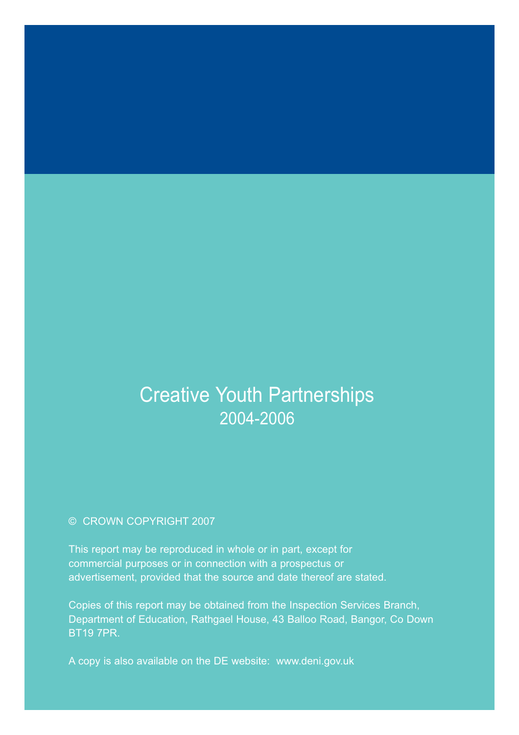# Creative Youth Partnerships

## 2004-2006

© CROWN COPYRIGHT 2007

This report may be reproduced in whole or in part, except for commercial purposes or in connection with a prospectus or advertisement, provided that the source and date thereof are stated.

Copies of this report may be obtained from the Inspection Services Branch, Department of Education, Rathgael House, 43 Balloo Road, Bangor, Co Down BT19 7PR.

A copy is also available on the DE website: www.deni.gov.uk